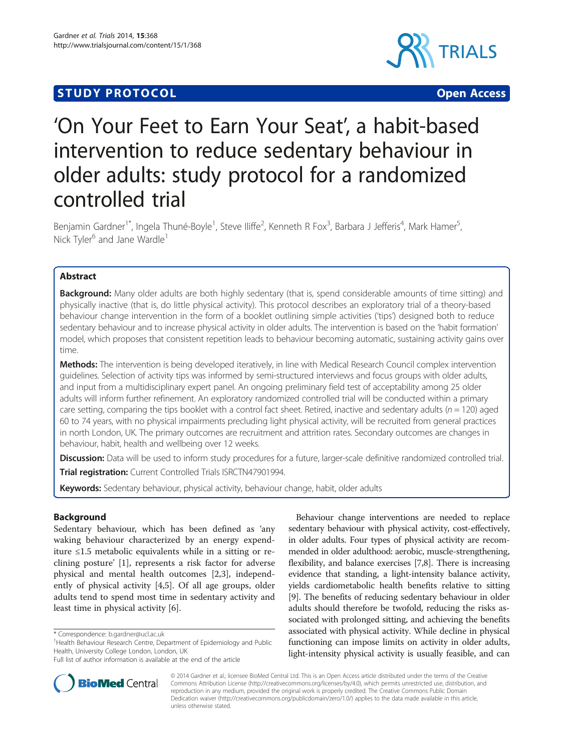STUDY PROTOCOL | Open Access

# 'On Your Feet to Earn Your Seat', a habit-based intervention to reduce sedentary behaviour in older adults: study protocol for a randomized controlled trial

Benjamin Gardner[1*], Ingela Thuné-Boyle[1], Steve Iliffe[2], Kenneth R Fox[3], Barbara J Jefferis[4], Mark Hamer[5], Nick Tyler[6] and Jane Wardle[1]

## Abstract

**Background:** Many older adults are both highly sedentary (that is, spend considerable amounts of time sitting) and physically inactive (that is, do little physical activity). This protocol describes an exploratory trial of a theory-based behaviour change intervention in the form of a booklet outlining simple activities ('tips') designed both to reduce sedentary behaviour and to increase physical activity in older adults. The intervention is based on the 'habit formation' model, which proposes that consistent repetition leads to behaviour becoming automatic, sustaining activity gains over time.

**Methods:** The intervention is being developed iteratively, in line with Medical Research Council complex intervention guidelines. Selection of activity tips was informed by semi-structured interviews and focus groups with older adults, and input from a multidisciplinary expert panel. An ongoing preliminary field test of acceptability among 25 older adults will inform further refinement. An exploratory randomized controlled trial will be conducted within a primary care setting, comparing the tips booklet with a control fact sheet. Retired, inactive and sedentary adults ($n = 120$) aged 60 to 74 years, with no physical impairments precluding light physical activity, will be recruited from general practices in north London, UK. The primary outcomes are recruitment and attrition rates. Secondary outcomes are changes in behaviour, habit, health and wellbeing over 12 weeks.

**Discussion:** Data will be used to inform study procedures for a future, larger-scale definitive randomized controlled trial.

**Trial registration:** Current Controlled Trials ISRCTN47901994.

**Keywords:** Sedentary behaviour, physical activity, behaviour change, habit, older adults

## Background

Sedentary behaviour, which has been defined as 'any waking behaviour characterized by an energy expenditure ≤1.5 metabolic equivalents while in a sitting or reclining posture' [1], represents a risk factor for adverse physical and mental health outcomes [2,3], independently of physical activity [4,5]. Of all age groups, older adults tend to spend most time in sedentary activity and least time in physical activity [6].

Behaviour change interventions are needed to replace sedentary behaviour with physical activity, cost-effectively, in older adults. Four types of physical activity are recommended in older adulthood: aerobic, muscle-strengthening, flexibility, and balance exercises [7,8]. There is increasing evidence that standing, a light-intensity balance activity, yields cardiometabolic health benefits relative to sitting [9]. The benefits of reducing sedentary behaviour in older adults should therefore be twofold, reducing the risks associated with prolonged sitting, and achieving the benefits associated with physical activity. While decline in physical functioning can impose limits on activity in older adults, light-intensity physical activity is usually feasible, and can

* Correspondence: b.gardner@ucl.ac.uk
[1]Health Behaviour Research Centre, Department of Epidemiology and Public Health, University College London, London, UK
Full list of author information is available at the end of the article

© 2014 Gardner et al.; licensee BioMed Central Ltd. This is an Open Access article distributed under the terms of the Creative Commons Attribution License (http://creativecommons.org/licenses/by/4.0), which permits unrestricted use, distribution, and reproduction in any medium, provided the original work is properly credited. The Creative Commons Public Domain Dedication waiver (http://creativecommons.org/publicdomain/zero/1.0/) applies to the data made available in this article, unless otherwise stated.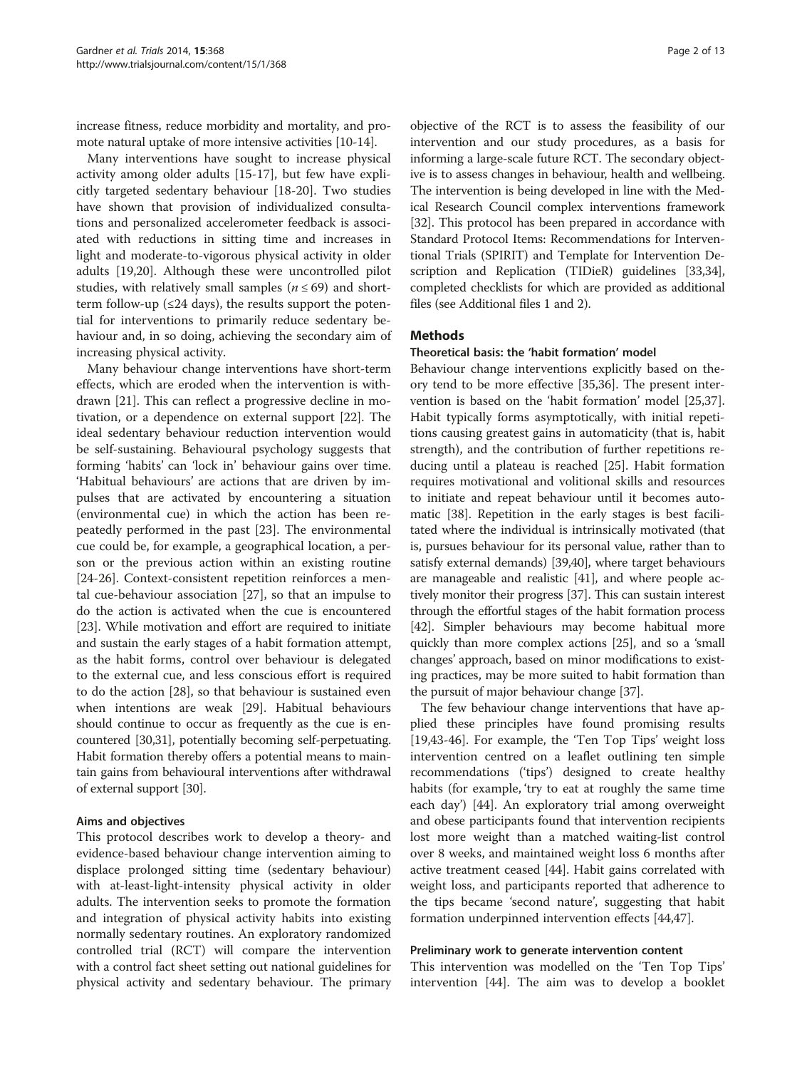increase fitness, reduce morbidity and mortality, and promote natural uptake of more intensive activities [10-14].

Many interventions have sought to increase physical activity among older adults [15-17], but few have explicitly targeted sedentary behaviour [18-20]. Two studies have shown that provision of individualized consultations and personalized accelerometer feedback is associated with reductions in sitting time and increases in light and moderate-to-vigorous physical activity in older adults [19,20]. Although these were uncontrolled pilot studies, with relatively small samples ($n \leq 69$) and short-term follow-up (≤24 days), the results support the potential for interventions to primarily reduce sedentary behaviour and, in so doing, achieving the secondary aim of increasing physical activity.

Many behaviour change interventions have short-term effects, which are eroded when the intervention is withdrawn [21]. This can reflect a progressive decline in motivation, or a dependence on external support [22]. The ideal sedentary behaviour reduction intervention would be self-sustaining. Behavioural psychology suggests that forming 'habits' can 'lock in' behaviour gains over time. 'Habitual behaviours' are actions that are driven by impulses that are activated by encountering a situation (environmental cue) in which the action has been repeatedly performed in the past [23]. The environmental cue could be, for example, a geographical location, a person or the previous action within an existing routine [24-26]. Context-consistent repetition reinforces a mental cue-behaviour association [27], so that an impulse to do the action is activated when the cue is encountered [23]. While motivation and effort are required to initiate and sustain the early stages of a habit formation attempt, as the habit forms, control over behaviour is delegated to the external cue, and less conscious effort is required to do the action [28], so that behaviour is sustained even when intentions are weak [29]. Habitual behaviours should continue to occur as frequently as the cue is encountered [30,31], potentially becoming self-perpetuating. Habit formation thereby offers a potential means to maintain gains from behavioural interventions after withdrawal of external support [30].

### Aims and objectives

This protocol describes work to develop a theory- and evidence-based behaviour change intervention aiming to displace prolonged sitting time (sedentary behaviour) with at-least-light-intensity physical activity in older adults. The intervention seeks to promote the formation and integration of physical activity habits into existing normally sedentary routines. An exploratory randomized controlled trial (RCT) will compare the intervention with a control fact sheet setting out national guidelines for physical activity and sedentary behaviour. The primary objective of the RCT is to assess the feasibility of our intervention and our study procedures, as a basis for informing a large-scale future RCT. The secondary objective is to assess changes in behaviour, health and wellbeing. The intervention is being developed in line with the Medical Research Council complex interventions framework [32]. This protocol has been prepared in accordance with Standard Protocol Items: Recommendations for Interventional Trials (SPIRIT) and Template for Intervention Description and Replication (TIDieR) guidelines [33,34], completed checklists for which are provided as additional files (see Additional files 1 and 2).

## Methods

### Theoretical basis: the 'habit formation' model

Behaviour change interventions explicitly based on theory tend to be more effective [35,36]. The present intervention is based on the 'habit formation' model [25,37]. Habit typically forms asymptotically, with initial repetitions causing greatest gains in automaticity (that is, habit strength), and the contribution of further repetitions reducing until a plateau is reached [25]. Habit formation requires motivational and volitional skills and resources to initiate and repeat behaviour until it becomes automatic [38]. Repetition in the early stages is best facilitated where the individual is intrinsically motivated (that is, pursues behaviour for its personal value, rather than to satisfy external demands) [39,40], where target behaviours are manageable and realistic [41], and where people actively monitor their progress [37]. This can sustain interest through the effortful stages of the habit formation process [42]. Simpler behaviours may become habitual more quickly than more complex actions [25], and so a 'small changes' approach, based on minor modifications to existing practices, may be more suited to habit formation than the pursuit of major behaviour change [37].

The few behaviour change interventions that have applied these principles have found promising results [19,43-46]. For example, the 'Ten Top Tips' weight loss intervention centred on a leaflet outlining ten simple recommendations ('tips') designed to create healthy habits (for example, 'try to eat at roughly the same time each day') [44]. An exploratory trial among overweight and obese participants found that intervention recipients lost more weight than a matched waiting-list control over 8 weeks, and maintained weight loss 6 months after active treatment ceased [44]. Habit gains correlated with weight loss, and participants reported that adherence to the tips became 'second nature', suggesting that habit formation underpinned intervention effects [44,47].

### Preliminary work to generate intervention content

This intervention was modelled on the 'Ten Top Tips' intervention [44]. The aim was to develop a booklet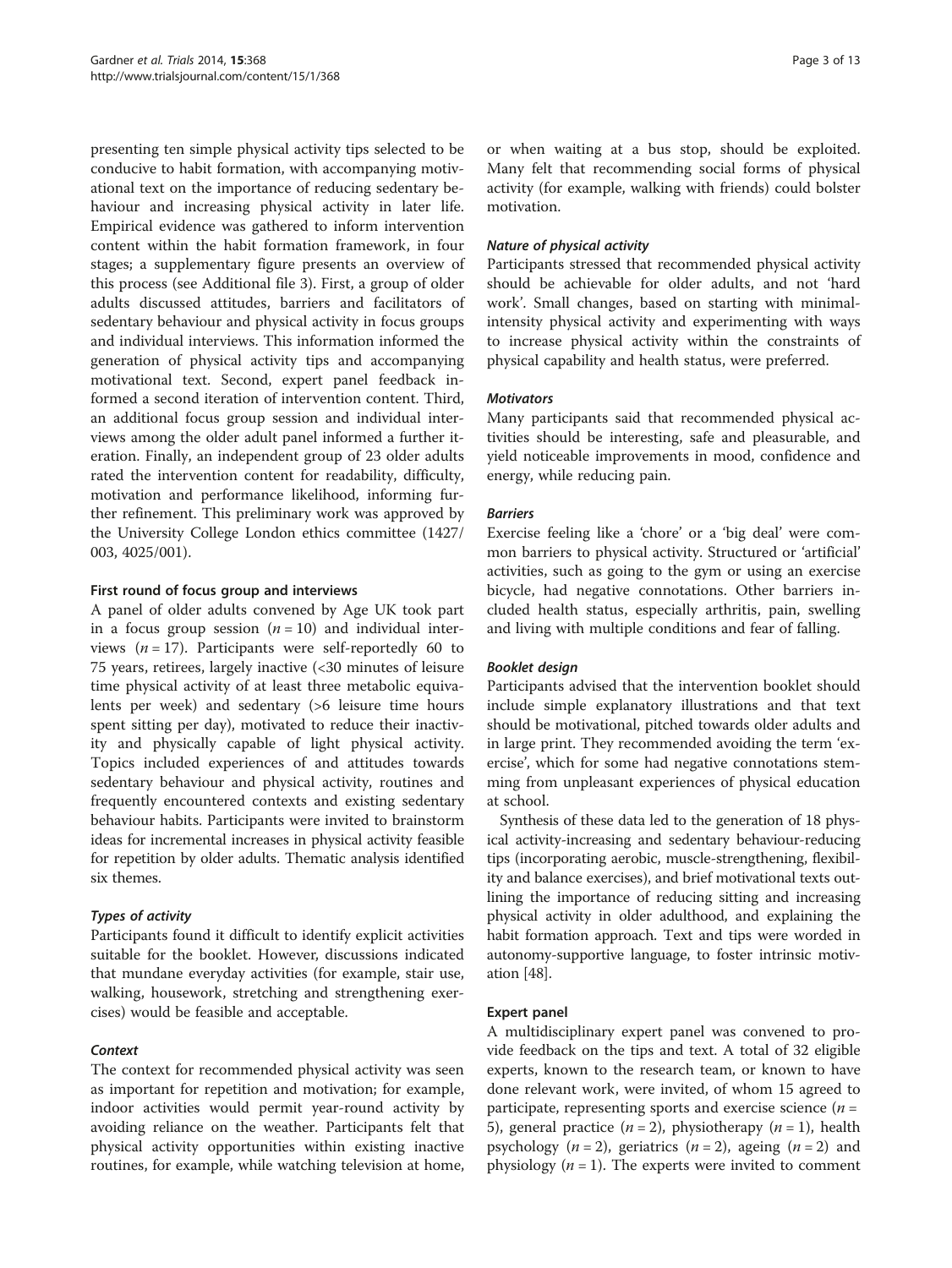presenting ten simple physical activity tips selected to be conducive to habit formation, with accompanying motivational text on the importance of reducing sedentary behaviour and increasing physical activity in later life. Empirical evidence was gathered to inform intervention content within the habit formation framework, in four stages; a supplementary figure presents an overview of this process (see Additional file 3). First, a group of older adults discussed attitudes, barriers and facilitators of sedentary behaviour and physical activity in focus groups and individual interviews. This information informed the generation of physical activity tips and accompanying motivational text. Second, expert panel feedback informed a second iteration of intervention content. Third, an additional focus group session and individual interviews among the older adult panel informed a further iteration. Finally, an independent group of 23 older adults rated the intervention content for readability, difficulty, motivation and performance likelihood, informing further refinement. This preliminary work was approved by the University College London ethics committee (1427/003, 4025/001).

#### First round of focus group and interviews

A panel of older adults convened by Age UK took part in a focus group session ($n = 10$) and individual interviews ($n = 17$). Participants were self-reportedly 60 to 75 years, retirees, largely inactive (<30 minutes of leisure time physical activity of at least three metabolic equivalents per week) and sedentary (>6 leisure time hours spent sitting per day), motivated to reduce their inactivity and physically capable of light physical activity. Topics included experiences of and attitudes towards sedentary behaviour and physical activity, routines and frequently encountered contexts and existing sedentary behaviour habits. Participants were invited to brainstorm ideas for incremental increases in physical activity feasible for repetition by older adults. Thematic analysis identified six themes.

##### *Types of activity*

Participants found it difficult to identify explicit activities suitable for the booklet. However, discussions indicated that mundane everyday activities (for example, stair use, walking, housework, stretching and strengthening exercises) would be feasible and acceptable.

##### *Context*

The context for recommended physical activity was seen as important for repetition and motivation; for example, indoor activities would permit year-round activity by avoiding reliance on the weather. Participants felt that physical activity opportunities within existing inactive routines, for example, while watching television at home, or when waiting at a bus stop, should be exploited. Many felt that recommending social forms of physical activity (for example, walking with friends) could bolster motivation.

##### *Nature of physical activity*

Participants stressed that recommended physical activity should be achievable for older adults, and not 'hard work'. Small changes, based on starting with minimal-intensity physical activity and experimenting with ways to increase physical activity within the constraints of physical capability and health status, were preferred.

##### *Motivators*

Many participants said that recommended physical activities should be interesting, safe and pleasurable, and yield noticeable improvements in mood, confidence and energy, while reducing pain.

##### *Barriers*

Exercise feeling like a 'chore' or a 'big deal' were common barriers to physical activity. Structured or 'artificial' activities, such as going to the gym or using an exercise bicycle, had negative connotations. Other barriers included health status, especially arthritis, pain, swelling and living with multiple conditions and fear of falling.

##### *Booklet design*

Participants advised that the intervention booklet should include simple explanatory illustrations and that text should be motivational, pitched towards older adults and in large print. They recommended avoiding the term 'exercise', which for some had negative connotations stemming from unpleasant experiences of physical education at school.

Synthesis of these data led to the generation of 18 physical activity-increasing and sedentary behaviour-reducing tips (incorporating aerobic, muscle-strengthening, flexibility and balance exercises), and brief motivational texts outlining the importance of reducing sitting and increasing physical activity in older adulthood, and explaining the habit formation approach. Text and tips were worded in autonomy-supportive language, to foster intrinsic motivation [48].

#### Expert panel

A multidisciplinary expert panel was convened to provide feedback on the tips and text. A total of 32 eligible experts, known to the research team, or known to have done relevant work, were invited, of whom 15 agreed to participate, representing sports and exercise science ($n = 5$), general practice ($n = 2$), physiotherapy ($n = 1$), health psychology ($n = 2$), geriatrics ($n = 2$), ageing ($n = 2$) and physiology ($n = 1$). The experts were invited to comment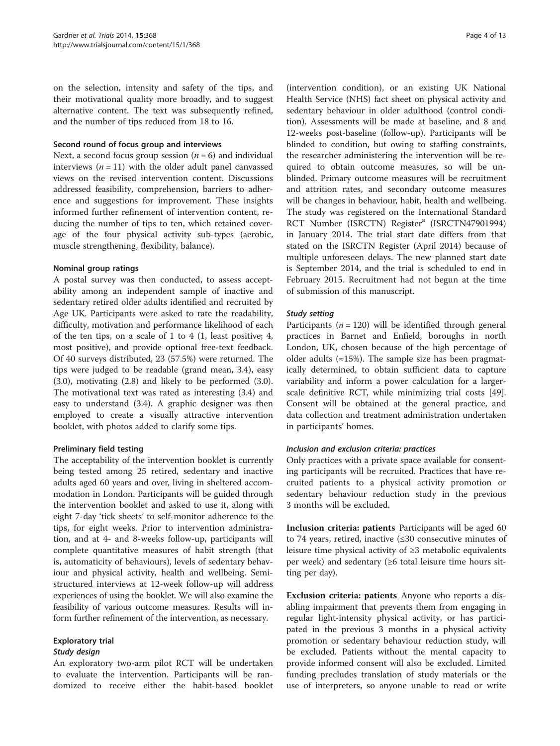on the selection, intensity and safety of the tips, and their motivational quality more broadly, and to suggest alternative content. The text was subsequently refined, and the number of tips reduced from 18 to 16.

#### Second round of focus group and interviews

Next, a second focus group session ($n = 6$) and individual interviews ($n = 11$) with the older adult panel canvassed views on the revised intervention content. Discussions addressed feasibility, comprehension, barriers to adherence and suggestions for improvement. These insights informed further refinement of intervention content, reducing the number of tips to ten, which retained coverage of the four physical activity sub-types (aerobic, muscle strengthening, flexibility, balance).

#### Nominal group ratings

A postal survey was then conducted, to assess acceptability among an independent sample of inactive and sedentary retired older adults identified and recruited by Age UK. Participants were asked to rate the readability, difficulty, motivation and performance likelihood of each of the ten tips, on a scale of 1 to 4 (1, least positive; 4, most positive), and provide optional free-text feedback. Of 40 surveys distributed, 23 (57.5%) were returned. The tips were judged to be readable (grand mean, 3.4), easy (3.0), motivating (2.8) and likely to be performed (3.0). The motivational text was rated as interesting (3.4) and easy to understand (3.4). A graphic designer was then employed to create a visually attractive intervention booklet, with photos added to clarify some tips.

#### Preliminary field testing

The acceptability of the intervention booklet is currently being tested among 25 retired, sedentary and inactive adults aged 60 years and over, living in sheltered accommodation in London. Participants will be guided through the intervention booklet and asked to use it, along with eight 7-day 'tick sheets' to self-monitor adherence to the tips, for eight weeks. Prior to intervention administration, and at 4- and 8-weeks follow-up, participants will complete quantitative measures of habit strength (that is, automaticity of behaviours), levels of sedentary behaviour and physical activity, health and wellbeing. Semi-structured interviews at 12-week follow-up will address experiences of using the booklet. We will also examine the feasibility of various outcome measures. Results will inform further refinement of the intervention, as necessary.

### Exploratory trial

#### *Study design*

An exploratory two-arm pilot RCT will be undertaken to evaluate the intervention. Participants will be randomized to receive either the habit-based booklet (intervention condition), or an existing UK National Health Service (NHS) fact sheet on physical activity and sedentary behaviour in older adulthood (control condition). Assessments will be made at baseline, and 8 and 12-weeks post-baseline (follow-up). Participants will be blinded to condition, but owing to staffing constraints, the researcher administering the intervention will be required to obtain outcome measures, so will be unblinded. Primary outcome measures will be recruitment and attrition rates, and secondary outcome measures will be changes in behaviour, habit, health and wellbeing. The study was registered on the International Standard RCT Number (ISRCTN) Register[a] (ISRCTN47901994) in January 2014. The trial start date differs from that stated on the ISRCTN Register (April 2014) because of multiple unforeseen delays. The new planned start date is September 2014, and the trial is scheduled to end in February 2015. Recruitment had not begun at the time of submission of this manuscript.

#### *Study setting*

Participants ($n = 120$) will be identified through general practices in Barnet and Enfield, boroughs in north London, UK, chosen because of the high percentage of older adults (≈15%). The sample size has been pragmatically determined, to obtain sufficient data to capture variability and inform a power calculation for a larger-scale definitive RCT, while minimizing trial costs [49]. Consent will be obtained at the general practice, and data collection and treatment administration undertaken in participants' homes.

#### *Inclusion and exclusion criteria: practices*

Only practices with a private space available for consenting participants will be recruited. Practices that have recruited patients to a physical activity promotion or sedentary behaviour reduction study in the previous 3 months will be excluded.

**Inclusion criteria: patients** Participants will be aged 60 to 74 years, retired, inactive (≤30 consecutive minutes of leisure time physical activity of ≥3 metabolic equivalents per week) and sedentary (≥6 total leisure time hours sitting per day).

**Exclusion criteria: patients** Anyone who reports a disabling impairment that prevents them from engaging in regular light-intensity physical activity, or has participated in the previous 3 months in a physical activity promotion or sedentary behaviour reduction study, will be excluded. Patients without the mental capacity to provide informed consent will also be excluded. Limited funding precludes translation of study materials or the use of interpreters, so anyone unable to read or write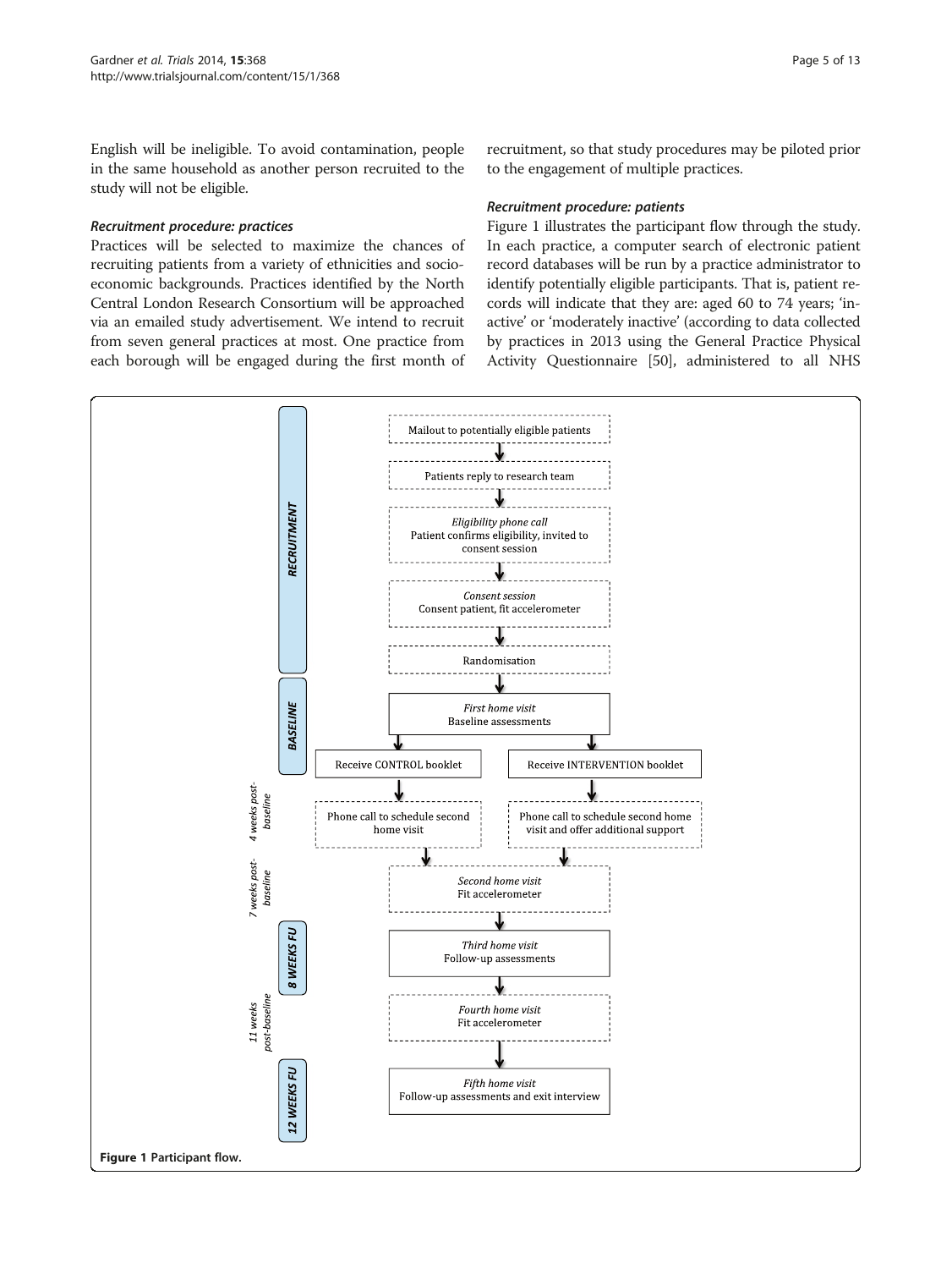English will be ineligible. To avoid contamination, people in the same household as another person recruited to the study will not be eligible.

#### *Recruitment procedure: practices*

Practices will be selected to maximize the chances of recruiting patients from a variety of ethnicities and socio-economic backgrounds. Practices identified by the North Central London Research Consortium will be approached via an emailed study advertisement. We intend to recruit from seven general practices at most. One practice from each borough will be engaged during the first month of recruitment, so that study procedures may be piloted prior to the engagement of multiple practices.

#### *Recruitment procedure: patients*

Figure 1 illustrates the participant flow through the study. In each practice, a computer search of electronic patient record databases will be run by a practice administrator to identify potentially eligible participants. That is, patient records will indicate that they are: aged 60 to 74 years; 'inactive' or 'moderately inactive' (according to data collected by practices in 2013 using the General Practice Physical Activity Questionnaire [50], administered to all NHS

**RECRUITMENT**

- Mailout to potentially eligible patients
- Patients reply to research team
- *Eligibility phone call* – Patient confirms eligibility, invited to consent session
- *Consent session* – Consent patient, fit accelerometer
- Randomisation

**BASELINE**

- *First home visit* – Baseline assessments
- Receive CONTROL booklet | Receive INTERVENTION booklet

*4 weeks post-baseline*

- Phone call to schedule second home visit | Phone call to schedule second home visit and offer additional support

*7 weeks post-baseline*

- *Second home visit* – Fit accelerometer

**8 WEEKS FU**

- *Third home visit* – Follow-up assessments

*11 weeks post-baseline*

- *Fourth home visit* – Fit accelerometer

**12 WEEKS FU**

- *Fifth home visit* – Follow-up assessments and exit interview

**Figure 1 Participant flow.**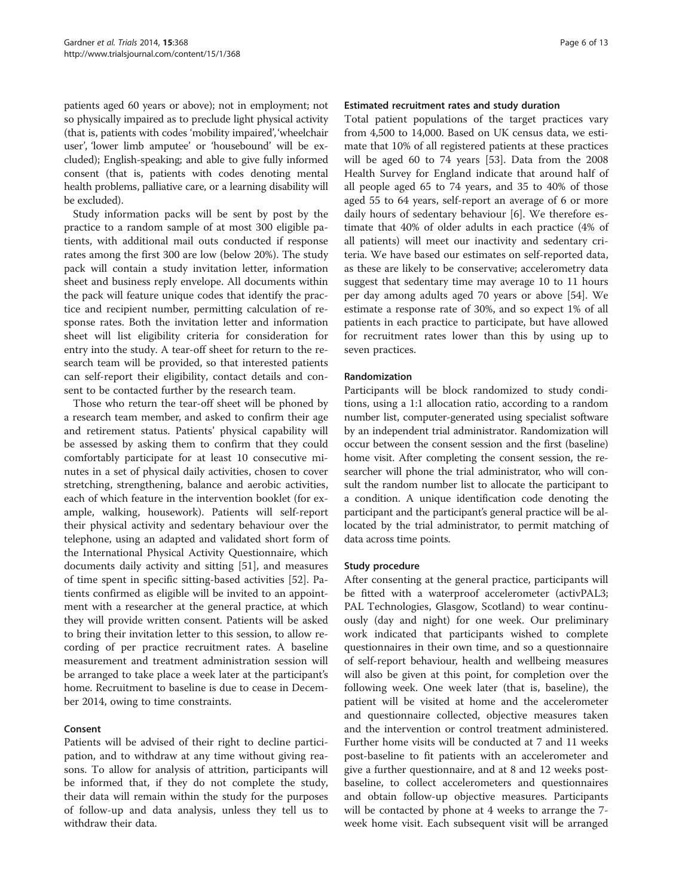patients aged 60 years or above); not in employment; not so physically impaired as to preclude light physical activity (that is, patients with codes 'mobility impaired','wheelchair user', 'lower limb amputee' or 'housebound' will be excluded); English-speaking; and able to give fully informed consent (that is, patients with codes denoting mental health problems, palliative care, or a learning disability will be excluded).

Study information packs will be sent by post by the practice to a random sample of at most 300 eligible patients, with additional mail outs conducted if response rates among the first 300 are low (below 20%). The study pack will contain a study invitation letter, information sheet and business reply envelope. All documents within the pack will feature unique codes that identify the practice and recipient number, permitting calculation of response rates. Both the invitation letter and information sheet will list eligibility criteria for consideration for entry into the study. A tear-off sheet for return to the research team will be provided, so that interested patients can self-report their eligibility, contact details and consent to be contacted further by the research team.

Those who return the tear-off sheet will be phoned by a research team member, and asked to confirm their age and retirement status. Patients' physical capability will be assessed by asking them to confirm that they could comfortably participate for at least 10 consecutive minutes in a set of physical daily activities, chosen to cover stretching, strengthening, balance and aerobic activities, each of which feature in the intervention booklet (for example, walking, housework). Patients will self-report their physical activity and sedentary behaviour over the telephone, using an adapted and validated short form of the International Physical Activity Questionnaire, which documents daily activity and sitting [51], and measures of time spent in specific sitting-based activities [52]. Patients confirmed as eligible will be invited to an appointment with a researcher at the general practice, at which they will provide written consent. Patients will be asked to bring their invitation letter to this session, to allow recording of per practice recruitment rates. A baseline measurement and treatment administration session will be arranged to take place a week later at the participant's home. Recruitment to baseline is due to cease in December 2014, owing to time constraints.

### Consent

Patients will be advised of their right to decline participation, and to withdraw at any time without giving reasons. To allow for analysis of attrition, participants will be informed that, if they do not complete the study, their data will remain within the study for the purposes of follow-up and data analysis, unless they tell us to withdraw their data.

### Estimated recruitment rates and study duration

Total patient populations of the target practices vary from 4,500 to 14,000. Based on UK census data, we estimate that 10% of all registered patients at these practices will be aged 60 to 74 years [53]. Data from the 2008 Health Survey for England indicate that around half of all people aged 65 to 74 years, and 35 to 40% of those aged 55 to 64 years, self-report an average of 6 or more daily hours of sedentary behaviour [6]. We therefore estimate that 40% of older adults in each practice (4% of all patients) will meet our inactivity and sedentary criteria. We have based our estimates on self-reported data, as these are likely to be conservative; accelerometry data suggest that sedentary time may average 10 to 11 hours per day among adults aged 70 years or above [54]. We estimate a response rate of 30%, and so expect 1% of all patients in each practice to participate, but have allowed for recruitment rates lower than this by using up to seven practices.

### Randomization

Participants will be block randomized to study conditions, using a 1:1 allocation ratio, according to a random number list, computer-generated using specialist software by an independent trial administrator. Randomization will occur between the consent session and the first (baseline) home visit. After completing the consent session, the researcher will phone the trial administrator, who will consult the random number list to allocate the participant to a condition. A unique identification code denoting the participant and the participant's general practice will be allocated by the trial administrator, to permit matching of data across time points.

### Study procedure

After consenting at the general practice, participants will be fitted with a waterproof accelerometer (activPAL3; PAL Technologies, Glasgow, Scotland) to wear continuously (day and night) for one week. Our preliminary work indicated that participants wished to complete questionnaires in their own time, and so a questionnaire of self-report behaviour, health and wellbeing measures will also be given at this point, for completion over the following week. One week later (that is, baseline), the patient will be visited at home and the accelerometer and questionnaire collected, objective measures taken and the intervention or control treatment administered. Further home visits will be conducted at 7 and 11 weeks post-baseline to fit patients with an accelerometer and give a further questionnaire, and at 8 and 12 weeks post-baseline, to collect accelerometers and questionnaires and obtain follow-up objective measures. Participants will be contacted by phone at 4 weeks to arrange the 7-week home visit. Each subsequent visit will be arranged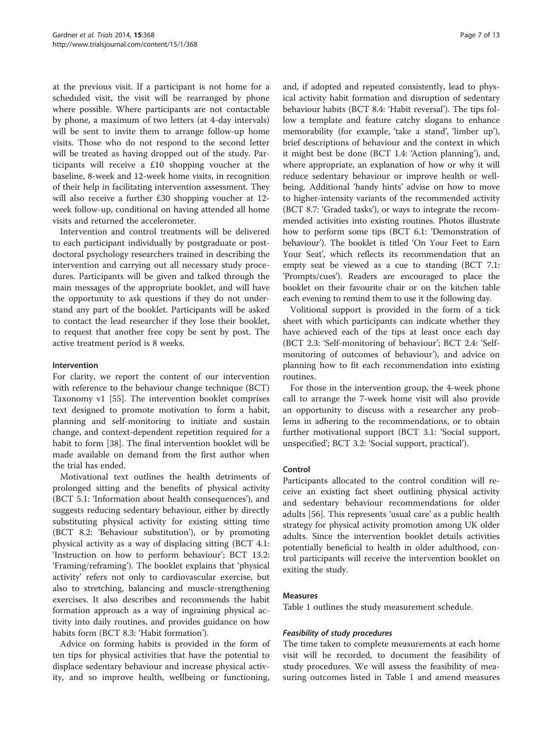at the previous visit. If a participant is not home for a scheduled visit, the visit will be rearranged by phone where possible. Where participants are not contactable by phone, a maximum of two letters (at 4-day intervals) will be sent to invite them to arrange follow-up home visits. Those who do not respond to the second letter will be treated as having dropped out of the study. Participants will receive a £10 shopping voucher at the baseline, 8-week and 12-week home visits, in recognition of their help in facilitating intervention assessment. They will also receive a further £30 shopping voucher at 12-week follow-up, conditional on having attended all home visits and returned the accelerometer.

Intervention and control treatments will be delivered to each participant individually by postgraduate or post-doctoral psychology researchers trained in describing the intervention and carrying out all necessary study procedures. Participants will be given and talked through the main messages of the appropriate booklet, and will have the opportunity to ask questions if they do not understand any part of the booklet. Participants will be asked to contact the lead researcher if they lose their booklet, to request that another free copy be sent by post. The active treatment period is 8 weeks.

### Intervention

For clarity, we report the content of our intervention with reference to the behaviour change technique (BCT) Taxonomy v1 [55]. The intervention booklet comprises text designed to promote motivation to form a habit, planning and self-monitoring to initiate and sustain change, and context-dependent repetition required for a habit to form [38]. The final intervention booklet will be made available on demand from the first author when the trial has ended.

Motivational text outlines the health detriments of prolonged sitting and the benefits of physical activity (BCT 5.1: 'Information about health consequences'), and suggests reducing sedentary behaviour, either by directly substituting physical activity for existing sitting time (BCT 8.2: 'Behaviour substitution'), or by promoting physical activity as a way of displacing sitting (BCT 4.1: 'Instruction on how to perform behaviour'; BCT 13.2: 'Framing/reframing'). The booklet explains that 'physical activity' refers not only to cardiovascular exercise, but also to stretching, balancing and muscle-strengthening exercises. It also describes and recommends the habit formation approach as a way of ingraining physical activity into daily routines, and provides guidance on how habits form (BCT 8.3: 'Habit formation').

Advice on forming habits is provided in the form of ten tips for physical activities that have the potential to displace sedentary behaviour and increase physical activity, and so improve health, wellbeing or functioning, and, if adopted and repeated consistently, lead to physical activity habit formation and disruption of sedentary behaviour habits (BCT 8.4: 'Habit reversal'). The tips follow a template and feature catchy slogans to enhance memorability (for example, 'take a stand', 'limber up'), brief descriptions of behaviour and the context in which it might best be done (BCT 1.4: 'Action planning'), and, where appropriate, an explanation of how or why it will reduce sedentary behaviour or improve health or wellbeing. Additional 'handy hints' advise on how to move to higher-intensity variants of the recommended activity (BCT 8.7: 'Graded tasks'), or ways to integrate the recommended activities into existing routines. Photos illustrate how to perform some tips (BCT 6.1: 'Demonstration of behaviour'). The booklet is titled 'On Your Feet to Earn Your Seat', which reflects its recommendation that an empty seat be viewed as a cue to standing (BCT 7.1: 'Prompts/cues'). Readers are encouraged to place the booklet on their favourite chair or on the kitchen table each evening to remind them to use it the following day.

Volitional support is provided in the form of a tick sheet with which participants can indicate whether they have achieved each of the tips at least once each day (BCT 2.3: 'Self-monitoring of behaviour'; BCT 2.4: 'Self-monitoring of outcomes of behaviour'), and advice on planning how to fit each recommendation into existing routines.

For those in the intervention group, the 4-week phone call to arrange the 7-week home visit will also provide an opportunity to discuss with a researcher any problems in adhering to the recommendations, or to obtain further motivational support (BCT 3.1: 'Social support, unspecified'; BCT 3.2: 'Social support, practical').

### Control

Participants allocated to the control condition will receive an existing fact sheet outlining physical activity and sedentary behaviour recommendations for older adults [56]. This represents 'usual care' as a public health strategy for physical activity promotion among UK older adults. Since the intervention booklet details activities potentially beneficial to health in older adulthood, control participants will receive the intervention booklet on exiting the study.

### Measures

Table 1 outlines the study measurement schedule.

#### *Feasibility of study procedures*

The time taken to complete measurements at each home visit will be recorded, to document the feasibility of study procedures. We will assess the feasibility of measuring outcomes listed in Table 1 and amend measures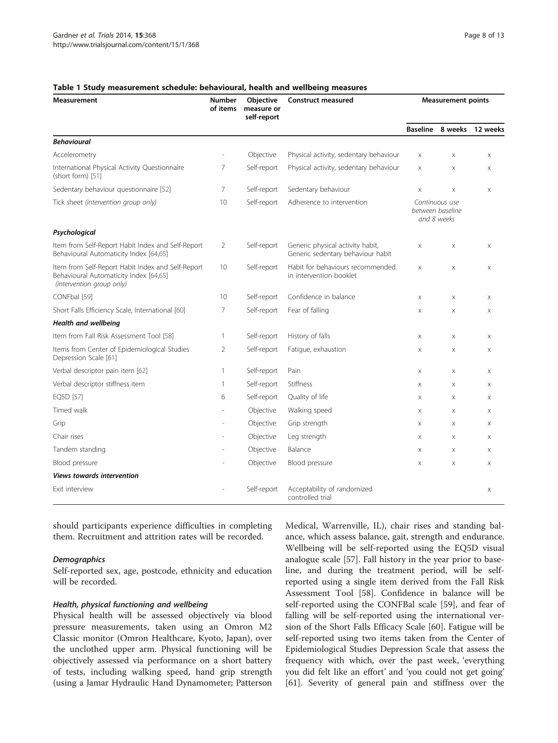**Table 1 Study measurement schedule: behavioural, health and wellbeing measures**

| Measurement | Number of items | Objective measure or self-report | Construct measured | Measurement points | | |
|---|---|---|---|---|---|---|
| | | | | Baseline | 8 weeks | 12 weeks |
| ***Behavioural*** | | | | | | |
| Accelerometry | - | Objective | Physical activity, sedentary behaviour | x | x | x |
| International Physical Activity Questionnaire (short form) [51] | 7 | Self-report | Physical activity, sedentary behaviour | x | x | x |
| Sedentary behaviour questionnaire [52] | 7 | Self-report | Sedentary behaviour | x | x | x |
| Tick sheet *(intervention group only)* | 10 | Self-report | Adherence to intervention | *Continuous use between baseline and 8 weeks* | | |
| ***Psychological*** | | | | | | |
| Item from Self-Report Habit Index and Self-Report Behavioural Automaticity Index [64,65] | 2 | Self-report | Generic physical activity habit, Generic sedentary behaviour habit | x | x | x |
| Item from Self-Report Habit Index and Self-Report Behavioural Automaticity Index [64,65] *(intervention group only)* | 10 | Self-report | Habit for behaviours recommended in intervention booklet | x | x | x |
| CONFbal [59] | 10 | Self-report | Confidence in balance | x | x | x |
| Short Falls Efficiency Scale, International [60] | 7 | Self-report | Fear of falling | x | x | x |
| ***Health and wellbeing*** | | | | | | |
| Item from Fall Risk Assessment Tool [58] | 1 | Self-report | History of falls | x | x | x |
| Items from Center of Epidemiological Studies Depression Scale [61] | 2 | Self-report | Fatigue, exhaustion | x | x | x |
| Verbal descriptor pain item [62] | 1 | Self-report | Pain | x | x | x |
| Verbal descriptor stiffness item | 1 | Self-report | Stiffness | x | x | x |
| EQ5D [57] | 6 | Self-report | Quality of life | x | x | x |
| Timed walk | - | Objective | Walking speed | x | x | x |
| Grip | - | Objective | Grip strength | x | x | x |
| Chair rises | - | Objective | Leg strength | x | x | x |
| Tandem standing | - | Objective | Balance | x | x | x |
| Blood pressure | - | Objective | Blood pressure | x | x | x |
| ***Views towards intervention*** | | | | | | |
| Exit interview | - | Self-report | Acceptability of randomized controlled trial | | | x |

should participants experience difficulties in completing them. Recruitment and attrition rates will be recorded.

#### *Demographics*

Self-reported sex, age, postcode, ethnicity and education will be recorded.

#### *Health, physical functioning and wellbeing*

Physical health will be assessed objectively via blood pressure measurements, taken using an Omron M2 Classic monitor (Omron Healthcare, Kyoto, Japan), over the unclothed upper arm. Physical functioning will be objectively assessed via performance on a short battery of tests, including walking speed, hand grip strength (using a Jamar Hydraulic Hand Dynamometer; Patterson Medical, Warrenville, IL), chair rises and standing balance, which assess balance, gait, strength and endurance. Wellbeing will be self-reported using the EQ5D visual analogue scale [57]. Fall history in the year prior to baseline, and during the treatment period, will be self-reported using a single item derived from the Fall Risk Assessment Tool [58]. Confidence in balance will be self-reported using the CONFBal scale [59], and fear of falling will be self-reported using the international version of the Short Falls Efficacy Scale [60]. Fatigue will be self-reported using two items taken from the Center of Epidemiological Studies Depression Scale that assess the frequency with which, over the past week, 'everything you did felt like an effort' and 'you could not get going' [61]. Severity of general pain and stiffness over the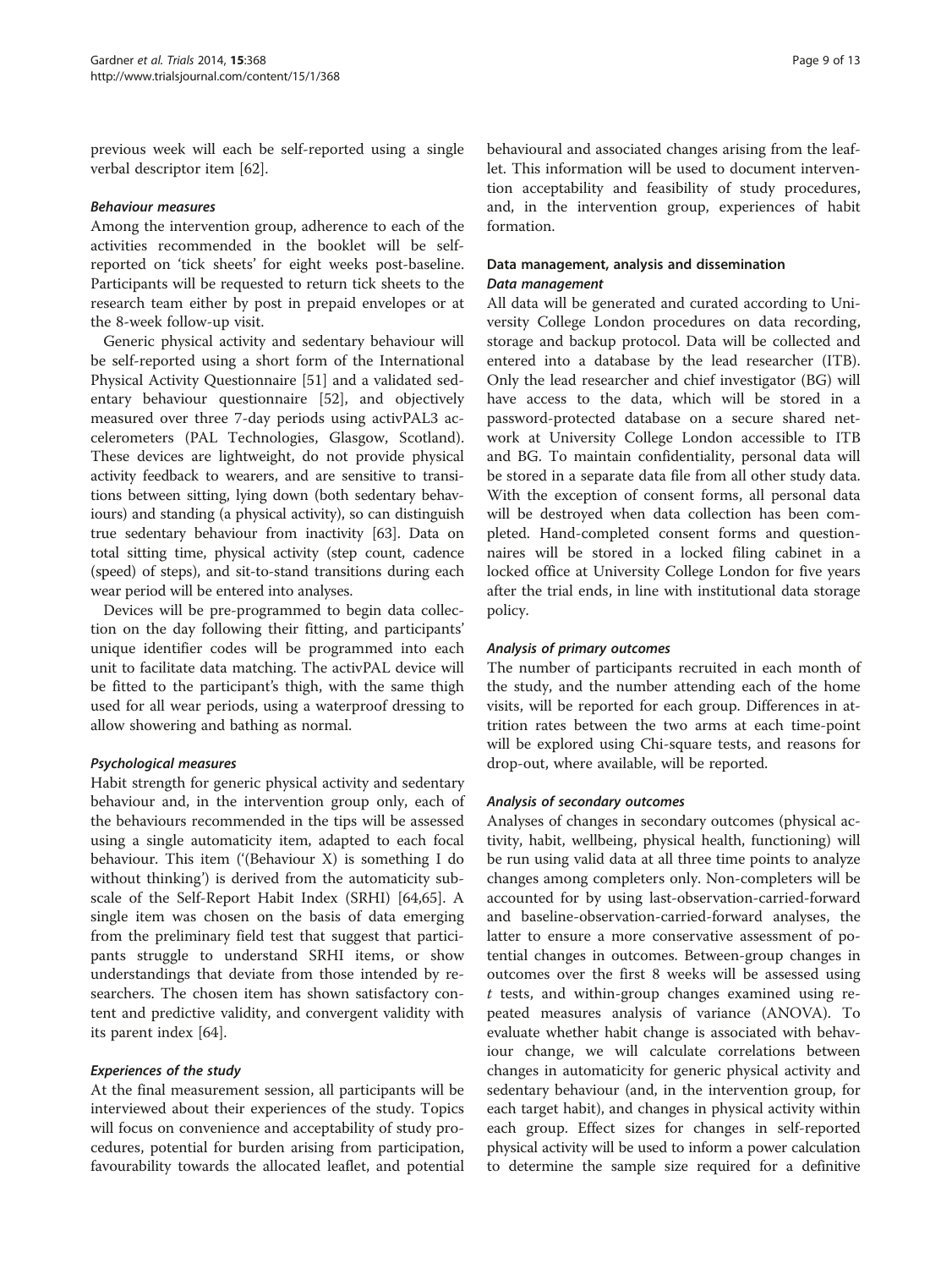previous week will each be self-reported using a single verbal descriptor item [62].

#### Behaviour measures

Among the intervention group, adherence to each of the activities recommended in the booklet will be self-reported on 'tick sheets' for eight weeks post-baseline. Participants will be requested to return tick sheets to the research team either by post in prepaid envelopes or at the 8-week follow-up visit.

Generic physical activity and sedentary behaviour will be self-reported using a short form of the International Physical Activity Questionnaire [51] and a validated sedentary behaviour questionnaire [52], and objectively measured over three 7-day periods using activPAL3 accelerometers (PAL Technologies, Glasgow, Scotland). These devices are lightweight, do not provide physical activity feedback to wearers, and are sensitive to transitions between sitting, lying down (both sedentary behaviours) and standing (a physical activity), so can distinguish true sedentary behaviour from inactivity [63]. Data on total sitting time, physical activity (step count, cadence (speed) of steps), and sit-to-stand transitions during each wear period will be entered into analyses.

Devices will be pre-programmed to begin data collection on the day following their fitting, and participants' unique identifier codes will be programmed into each unit to facilitate data matching. The activPAL device will be fitted to the participant's thigh, with the same thigh used for all wear periods, using a waterproof dressing to allow showering and bathing as normal.

#### Psychological measures

Habit strength for generic physical activity and sedentary behaviour and, in the intervention group only, each of the behaviours recommended in the tips will be assessed using a single automaticity item, adapted to each focal behaviour. This item ('(Behaviour X) is something I do without thinking') is derived from the automaticity subscale of the Self-Report Habit Index (SRHI) [64,65]. A single item was chosen on the basis of data emerging from the preliminary field test that suggest that participants struggle to understand SRHI items, or show understandings that deviate from those intended by researchers. The chosen item has shown satisfactory content and predictive validity, and convergent validity with its parent index [64].

#### Experiences of the study

At the final measurement session, all participants will be interviewed about their experiences of the study. Topics will focus on convenience and acceptability of study procedures, potential for burden arising from participation, favourability towards the allocated leaflet, and potential behavioural and associated changes arising from the leaflet. This information will be used to document intervention acceptability and feasibility of study procedures, and, in the intervention group, experiences of habit formation.

### Data management, analysis and dissemination

#### Data management

All data will be generated and curated according to University College London procedures on data recording, storage and backup protocol. Data will be collected and entered into a database by the lead researcher (ITB). Only the lead researcher and chief investigator (BG) will have access to the data, which will be stored in a password-protected database on a secure shared network at University College London accessible to ITB and BG. To maintain confidentiality, personal data will be stored in a separate data file from all other study data. With the exception of consent forms, all personal data will be destroyed when data collection has been completed. Hand-completed consent forms and questionnaires will be stored in a locked filing cabinet in a locked office at University College London for five years after the trial ends, in line with institutional data storage policy.

#### Analysis of primary outcomes

The number of participants recruited in each month of the study, and the number attending each of the home visits, will be reported for each group. Differences in attrition rates between the two arms at each time-point will be explored using Chi-square tests, and reasons for drop-out, where available, will be reported.

#### Analysis of secondary outcomes

Analyses of changes in secondary outcomes (physical activity, habit, wellbeing, physical health, functioning) will be run using valid data at all three time points to analyze changes among completers only. Non-completers will be accounted for by using last-observation-carried-forward and baseline-observation-carried-forward analyses, the latter to ensure a more conservative assessment of potential changes in outcomes. Between-group changes in outcomes over the first 8 weeks will be assessed using $t$ tests, and within-group changes examined using repeated measures analysis of variance (ANOVA). To evaluate whether habit change is associated with behaviour change, we will calculate correlations between changes in automaticity for generic physical activity and sedentary behaviour (and, in the intervention group, for each target habit), and changes in physical activity within each group. Effect sizes for changes in self-reported physical activity will be used to inform a power calculation to determine the sample size required for a definitive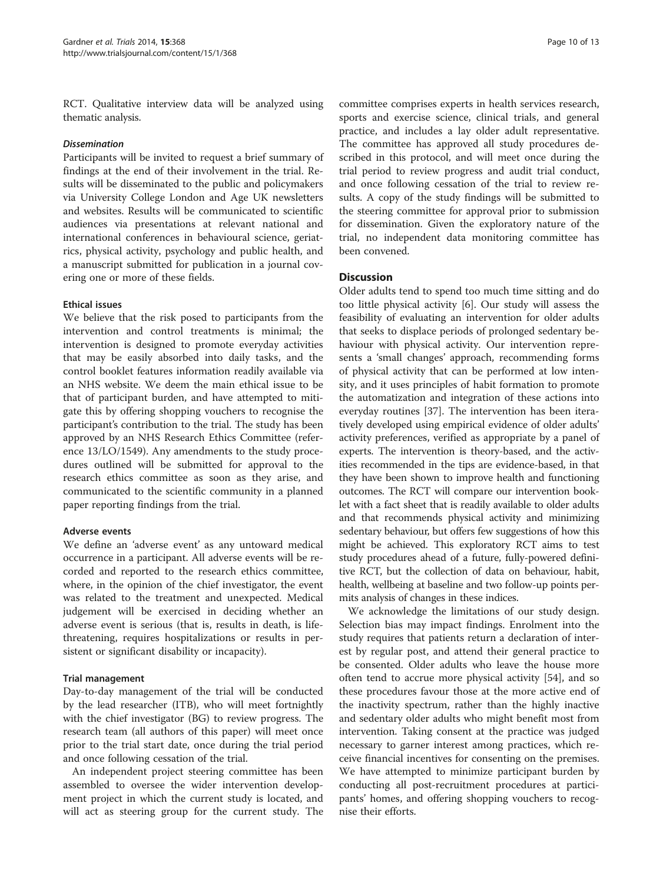RCT. Qualitative interview data will be analyzed using thematic analysis.

#### *Dissemination*

Participants will be invited to request a brief summary of findings at the end of their involvement in the trial. Results will be disseminated to the public and policymakers via University College London and Age UK newsletters and websites. Results will be communicated to scientific audiences via presentations at relevant national and international conferences in behavioural science, geriatrics, physical activity, psychology and public health, and a manuscript submitted for publication in a journal covering one or more of these fields.

### Ethical issues

We believe that the risk posed to participants from the intervention and control treatments is minimal; the intervention is designed to promote everyday activities that may be easily absorbed into daily tasks, and the control booklet features information readily available via an NHS website. We deem the main ethical issue to be that of participant burden, and have attempted to mitigate this by offering shopping vouchers to recognise the participant's contribution to the trial. The study has been approved by an NHS Research Ethics Committee (reference 13/LO/1549). Any amendments to the study procedures outlined will be submitted for approval to the research ethics committee as soon as they arise, and communicated to the scientific community in a planned paper reporting findings from the trial.

### Adverse events

We define an 'adverse event' as any untoward medical occurrence in a participant. All adverse events will be recorded and reported to the research ethics committee, where, in the opinion of the chief investigator, the event was related to the treatment and unexpected. Medical judgement will be exercised in deciding whether an adverse event is serious (that is, results in death, is life-threatening, requires hospitalizations or results in persistent or significant disability or incapacity).

### Trial management

Day-to-day management of the trial will be conducted by the lead researcher (ITB), who will meet fortnightly with the chief investigator (BG) to review progress. The research team (all authors of this paper) will meet once prior to the trial start date, once during the trial period and once following cessation of the trial.

An independent project steering committee has been assembled to oversee the wider intervention development project in which the current study is located, and will act as steering group for the current study. The committee comprises experts in health services research, sports and exercise science, clinical trials, and general practice, and includes a lay older adult representative. The committee has approved all study procedures described in this protocol, and will meet once during the trial period to review progress and audit trial conduct, and once following cessation of the trial to review results. A copy of the study findings will be submitted to the steering committee for approval prior to submission for dissemination. Given the exploratory nature of the trial, no independent data monitoring committee has been convened.

## Discussion

Older adults tend to spend too much time sitting and do too little physical activity [6]. Our study will assess the feasibility of evaluating an intervention for older adults that seeks to displace periods of prolonged sedentary behaviour with physical activity. Our intervention represents a 'small changes' approach, recommending forms of physical activity that can be performed at low intensity, and it uses principles of habit formation to promote the automatization and integration of these actions into everyday routines [37]. The intervention has been iteratively developed using empirical evidence of older adults' activity preferences, verified as appropriate by a panel of experts. The intervention is theory-based, and the activities recommended in the tips are evidence-based, in that they have been shown to improve health and functioning outcomes. The RCT will compare our intervention booklet with a fact sheet that is readily available to older adults and that recommends physical activity and minimizing sedentary behaviour, but offers few suggestions of how this might be achieved. This exploratory RCT aims to test study procedures ahead of a future, fully-powered definitive RCT, but the collection of data on behaviour, habit, health, wellbeing at baseline and two follow-up points permits analysis of changes in these indices.

We acknowledge the limitations of our study design. Selection bias may impact findings. Enrolment into the study requires that patients return a declaration of interest by regular post, and attend their general practice to be consented. Older adults who leave the house more often tend to accrue more physical activity [54], and so these procedures favour those at the more active end of the inactivity spectrum, rather than the highly inactive and sedentary older adults who might benefit most from intervention. Taking consent at the practice was judged necessary to garner interest among practices, which receive financial incentives for consenting on the premises. We have attempted to minimize participant burden by conducting all post-recruitment procedures at participants' homes, and offering shopping vouchers to recognise their efforts.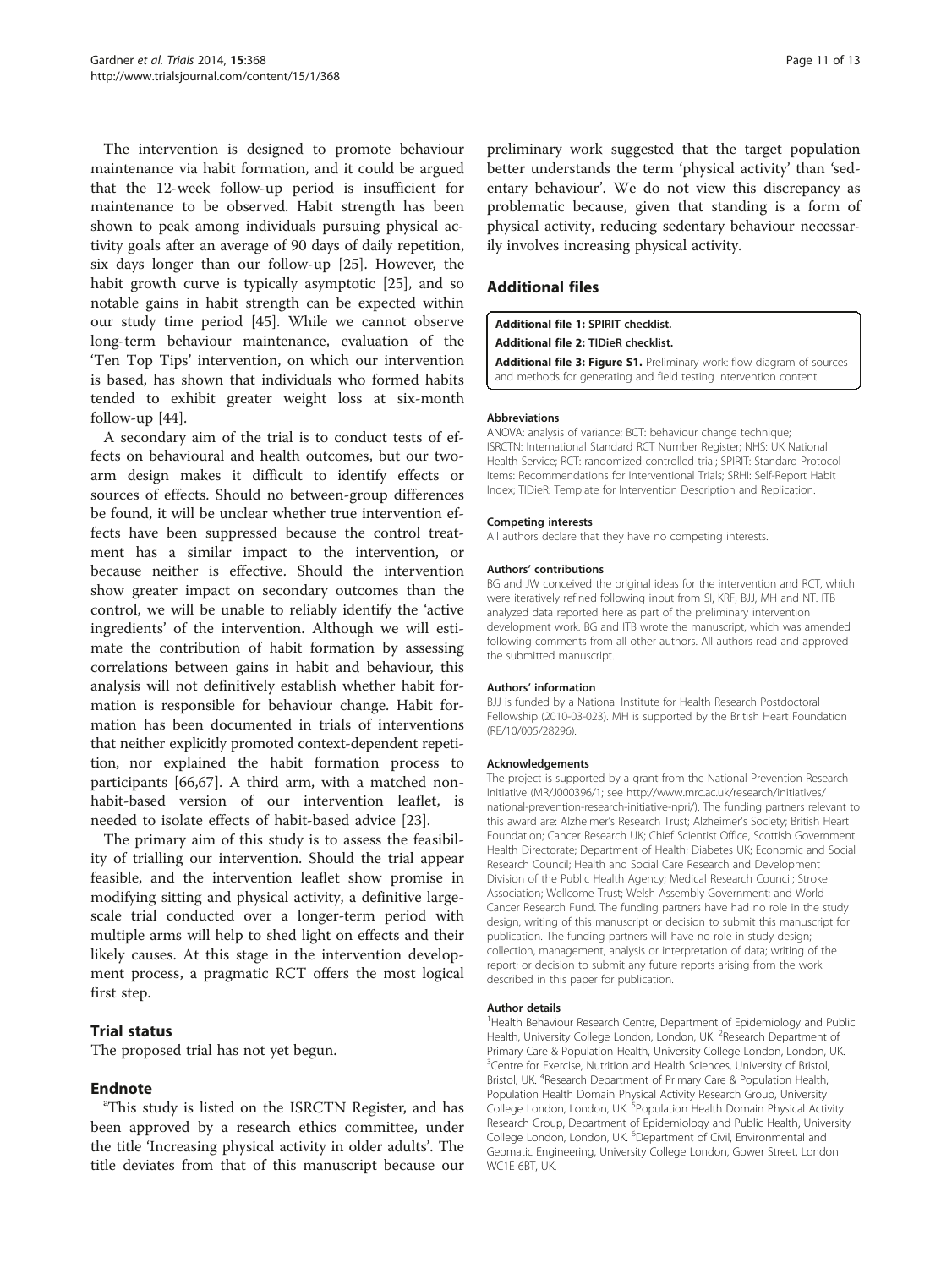The intervention is designed to promote behaviour maintenance via habit formation, and it could be argued that the 12-week follow-up period is insufficient for maintenance to be observed. Habit strength has been shown to peak among individuals pursuing physical activity goals after an average of 90 days of daily repetition, six days longer than our follow-up [25]. However, the habit growth curve is typically asymptotic [25], and so notable gains in habit strength can be expected within our study time period [45]. While we cannot observe long-term behaviour maintenance, evaluation of the 'Ten Top Tips' intervention, on which our intervention is based, has shown that individuals who formed habits tended to exhibit greater weight loss at six-month follow-up [44].

A secondary aim of the trial is to conduct tests of effects on behavioural and health outcomes, but our two-arm design makes it difficult to identify effects or sources of effects. Should no between-group differences be found, it will be unclear whether true intervention effects have been suppressed because the control treatment has a similar impact to the intervention, or because neither is effective. Should the intervention show greater impact on secondary outcomes than the control, we will be unable to reliably identify the 'active ingredients' of the intervention. Although we will estimate the contribution of habit formation by assessing correlations between gains in habit and behaviour, this analysis will not definitively establish whether habit formation is responsible for behaviour change. Habit formation has been documented in trials of interventions that neither explicitly promoted context-dependent repetition, nor explained the habit formation process to participants [66,67]. A third arm, with a matched non-habit-based version of our intervention leaflet, is needed to isolate effects of habit-based advice [23].

The primary aim of this study is to assess the feasibility of trialling our intervention. Should the trial appear feasible, and the intervention leaflet show promise in modifying sitting and physical activity, a definitive large-scale trial conducted over a longer-term period with multiple arms will help to shed light on effects and their likely causes. At this stage in the intervention development process, a pragmatic RCT offers the most logical first step.

## Trial status

The proposed trial has not yet begun.

## Endnote

[a]This study is listed on the ISRCTN Register, and has been approved by a research ethics committee, under the title 'Increasing physical activity in older adults'. The title deviates from that of this manuscript because our preliminary work suggested that the target population better understands the term 'physical activity' than 'sedentary behaviour'. We do not view this discrepancy as problematic because, given that standing is a form of physical activity, reducing sedentary behaviour necessarily involves increasing physical activity.

## Additional files

**Additional file 1:** SPIRIT checklist.

**Additional file 2:** TIDieR checklist.

**Additional file 3: Figure S1.** Preliminary work: flow diagram of sources and methods for generating and field testing intervention content.

#### Abbreviations

ANOVA: analysis of variance; BCT: behaviour change technique; ISRCTN: International Standard RCT Number Register; NHS: UK National Health Service; RCT: randomized controlled trial; SPIRIT: Standard Protocol Items: Recommendations for Interventional Trials; SRHI: Self-Report Habit Index; TIDieR: Template for Intervention Description and Replication.

#### Competing interests

All authors declare that they have no competing interests.

#### Authors' contributions

BG and JW conceived the original ideas for the intervention and RCT, which were iteratively refined following input from SI, KRF, BJJ, MH and NT. ITB analyzed data reported here as part of the preliminary intervention development work. BG and ITB wrote the manuscript, which was amended following comments from all other authors. All authors read and approved the submitted manuscript.

#### Authors' information

BJJ is funded by a National Institute for Health Research Postdoctoral Fellowship (2010-03-023). MH is supported by the British Heart Foundation (RE/10/005/28296).

#### Acknowledgements

The project is supported by a grant from the National Prevention Research Initiative (MR/J000396/1; see http://www.mrc.ac.uk/research/initiatives/national-prevention-research-initiative-npri/). The funding partners relevant to this award are: Alzheimer's Research Trust; Alzheimer's Society; British Heart Foundation; Cancer Research UK; Chief Scientist Office, Scottish Government Health Directorate; Department of Health; Diabetes UK; Economic and Social Research Council; Health and Social Care Research and Development Division of the Public Health Agency; Medical Research Council; Stroke Association; Wellcome Trust; Welsh Assembly Government; and World Cancer Research Fund. The funding partners have had no role in the study design, writing of this manuscript or decision to submit this manuscript for publication. The funding partners will have no role in study design; collection, management, analysis or interpretation of data; writing of the report; or decision to submit any future reports arising from the work described in this paper for publication.

#### Author details

[1]Health Behaviour Research Centre, Department of Epidemiology and Public Health, University College London, London, UK. [2]Research Department of Primary Care & Population Health, University College London, London, UK. [3]Centre for Exercise, Nutrition and Health Sciences, University of Bristol, Bristol, UK. [4]Research Department of Primary Care & Population Health, Population Health Domain Physical Activity Research Group, University College London, London, UK. [5]Population Health Domain Physical Activity Research Group, Department of Epidemiology and Public Health, University College London, London, UK. [6]Department of Civil, Environmental and Geomatic Engineering, University College London, Gower Street, London WC1E 6BT, UK.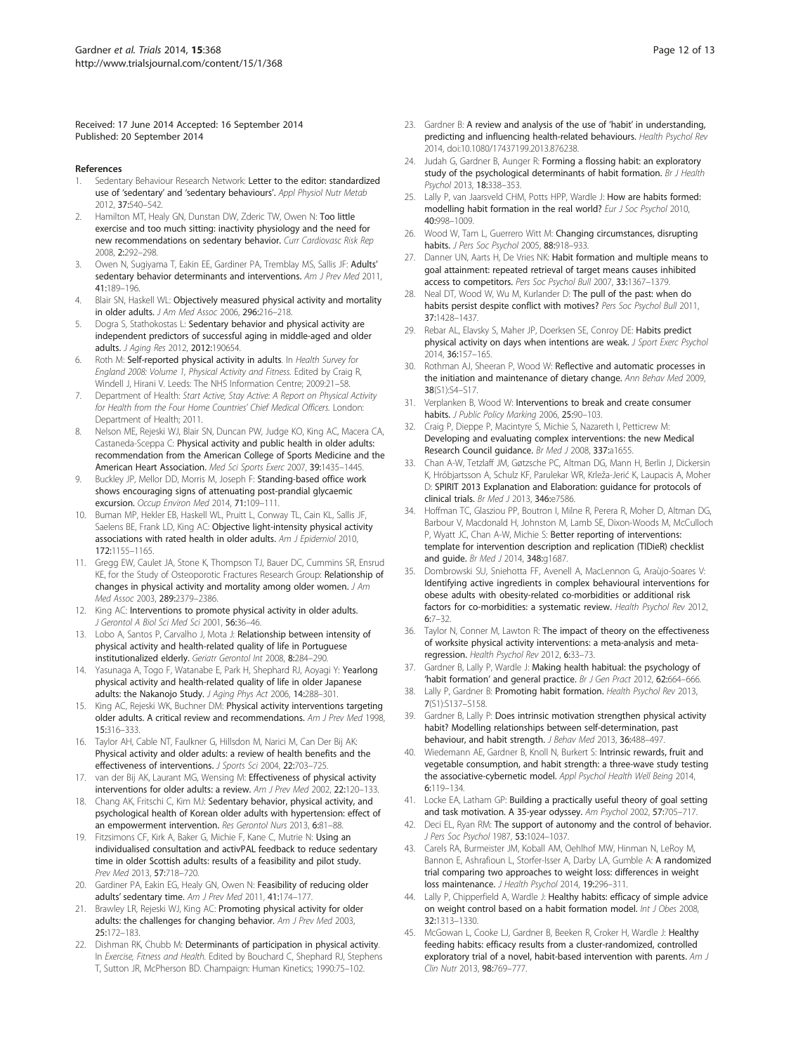Received: 17 June 2014 Accepted: 16 September 2014
Published: 20 September 2014

## References

1. Sedentary Behaviour Research Network: **Letter to the editor: standardized use of 'sedentary' and 'sedentary behaviours'.** *Appl Physiol Nutr Metab* 2012, **37:**540–542.
2. Hamilton MT, Healy GN, Dunstan DW, Zderic TW, Owen N: **Too little exercise and too much sitting: inactivity physiology and the need for new recommendations on sedentary behavior.** *Curr Cardiovasc Risk Rep* 2008, **2:**292–298.
3. Owen N, Sugiyama T, Eakin EE, Gardiner PA, Tremblay MS, Sallis JF: **Adults' sedentary behavior determinants and interventions.** *Am J Prev Med* 2011, **41:**189–196.
4. Blair SN, Haskell WL: **Objectively measured physical activity and mortality in older adults.** *J Am Med Assoc* 2006, **296:**216–218.
5. Dogra S, Stathokostas L: **Sedentary behavior and physical activity are independent predictors of successful aging in middle-aged and older adults.** *J Aging Res* 2012, **2012:**190654.
6. Roth M: **Self-reported physical activity in adults.** In *Health Survey for England 2008: Volume 1, Physical Activity and Fitness.* Edited by Craig R, Windell J, Hirani V. Leeds: The NHS Information Centre; 2009:21–58.
7. Department of Health: *Start Active, Stay Active: A Report on Physical Activity for Health from the Four Home Countries' Chief Medical Officers.* London: Department of Health; 2011.
8. Nelson ME, Rejeski WJ, Blair SN, Duncan PW, Judge KO, King AC, Macera CA, Castaneda-Sceppa C: **Physical activity and public health in older adults: recommendation from the American College of Sports Medicine and the American Heart Association.** *Med Sci Sports Exerc* 2007, **39:**1435–1445.
9. Buckley JP, Mellor DD, Morris M, Joseph F: **Standing-based office work shows encouraging signs of attenuating post-prandial glycaemic excursion.** *Occup Environ Med* 2014, **71:**109–111.
10. Buman MP, Hekler EB, Haskell WL, Pruitt L, Conway TL, Cain KL, Sallis JF, Saelens BE, Frank LD, King AC: **Objective light-intensity physical activity associations with rated health in older adults.** *Am J Epidemiol* 2010, **172:**1155–1165.
11. Gregg EW, Caulet JA, Stone K, Thompson TJ, Bauer DC, Cummins SR, Ensrud KE, for the Study of Osteoporotic Fractures Research Group: **Relationship of changes in physical activity and mortality among older women.** *J Am Med Assoc* 2003, **289:**2379–2386.
12. King AC: **Interventions to promote physical activity in older adults.** *J Gerontol A Biol Sci Med Sci* 2001, **56:**36–46.
13. Lobo A, Santos P, Carvalho J, Mota J: **Relationship between intensity of physical activity and health-related quality of life in Portuguese institutionalized elderly.** *Geriatr Gerontol Int* 2008, **8:**284–290.
14. Yasunaga A, Togo F, Watanabe E, Park H, Shephard RJ, Aoyagi Y: **Yearlong physical activity and health-related quality of life in older Japanese adults: the Nakanojo Study.** *J Aging Phys Act* 2006, **14:**288–301.
15. King AC, Rejeski WK, Buchner DM: **Physical activity interventions targeting older adults. A critical review and recommendations.** *Am J Prev Med* 1998, **15:**316–333.
16. Taylor AH, Cable NT, Faulkner G, Hillsdon M, Narici M, Can Der Bij AK: **Physical activity and older adults: a review of health benefits and the effectiveness of interventions.** *J Sports Sci* 2004, **22:**703–725.
17. van der Bij AK, Laurant MG, Wensing M: **Effectiveness of physical activity interventions for older adults: a review.** *Am J Prev Med* 2002, **22:**120–133.
18. Chang AK, Fritschi C, Kim MJ: **Sedentary behavior, physical activity, and psychological health of Korean older adults with hypertension: effect of an empowerment intervention.** *Res Gerontol Nurs* 2013, **6:**81–88.
19. Fitzsimons CF, Kirk A, Baker G, Michie F, Kane C, Mutrie N: **Using an individualised consultation and activPAL feedback to reduce sedentary time in older Scottish adults: results of a feasibility and pilot study.** *Prev Med* 2013, **57:**718–720.
20. Gardiner PA, Eakin EG, Healy GN, Owen N: **Feasibility of reducing older adults' sedentary time.** *Am J Prev Med* 2011, **41:**174–177.
21. Brawley LR, Rejeski WJ, King AC: **Promoting physical activity for older adults: the challenges for changing behavior.** *Am J Prev Med* 2003, **25:**172–183.
22. Dishman RK, Chubb M: **Determinants of participation in physical activity.** In *Exercise, Fitness and Health.* Edited by Bouchard C, Shephard RJ, Stephens T, Sutton JR, McPherson BD. Champaign: Human Kinetics; 1990:75–102.
23. Gardner B: **A review and analysis of the use of 'habit' in understanding, predicting and influencing health-related behaviours.** *Health Psychol Rev* 2014, doi:10.1080/17437199.2013.876238.
24. Judah G, Gardner B, Aunger R: **Forming a flossing habit: an exploratory study of the psychological determinants of habit formation.** *Br J Health Psychol* 2013, **18:**338–353.
25. Lally P, van Jaarsveld CHM, Potts HPP, Wardle J: **How are habits formed: modelling habit formation in the real world?** *Eur J Soc Psychol* 2010, **40:**998–1009.
26. Wood W, Tam L, Guerrero Witt M: **Changing circumstances, disrupting habits.** *J Pers Soc Psychol* 2005, **88:**918–933.
27. Danner UN, Aarts H, De Vries NK: **Habit formation and multiple means to goal attainment: repeated retrieval of target means causes inhibited access to competitors.** *Pers Soc Psychol Bull* 2007, **33:**1367–1379.
28. Neal DT, Wood W, Wu M, Kurlander D: **The pull of the past: when do habits persist despite conflict with motives?** *Pers Soc Psychol Bull* 2011, **37:**1428–1437.
29. Rebar AL, Elavsky S, Maher JP, Doerksen SE, Conroy DE: **Habits predict physical activity on days when intentions are weak.** *J Sport Exerc Psychol* 2014, **36:**157–165.
30. Rothman AJ, Sheeran P, Wood W: **Reflective and automatic processes in the initiation and maintenance of dietary change.** *Ann Behav Med* 2009, **38**(S1):S4–S17.
31. Verplanken B, Wood W: **Interventions to break and create consumer habits.** *J Public Policy Marking* 2006, **25:**90–103.
32. Craig P, Dieppe P, Macintyre S, Michie S, Nazareth I, Petticrew M: **Developing and evaluating complex interventions: the new Medical Research Council guidance.** *Br Med J* 2008, **337:**a1655.
33. Chan A-W, Tetzlaff JM, Gøtzsche PC, Altman DG, Mann H, Berlin J, Dickersin K, Hróbjartsson A, Schulz KF, Parulekar WR, Krleža-Jerić K, Laupacis A, Moher D: **SPIRIT 2013 Explanation and Elaboration: guidance for protocols of clinical trials.** *Br Med J* 2013, **346:**e7586.
34. Hoffman TC, Glasziou PP, Boutron I, Milne R, Perera R, Moher D, Altman DG, Barbour V, Macdonald H, Johnston M, Lamb SE, Dixon-Woods M, McCulloch P, Wyatt JC, Chan A-W, Michie S: **Better reporting of interventions: template for intervention description and replication (TIDieR) checklist and guide.** *Br Med J* 2014, **348:**g1687.
35. Dombrowski SU, Sniehotta FF, Avenell A, MacLennon G, Araújo-Soares V: **Identifying active ingredients in complex behavioural interventions for obese adults with obesity-related co-morbidities or additional risk factors for co-morbidities: a systematic review.** *Health Psychol Rev* 2012, **6:**7–32.
36. Taylor N, Conner M, Lawton R: **The impact of theory on the effectiveness of worksite physical activity interventions: a meta-analysis and meta-regression.** *Health Psychol Rev* 2012, **6:**33–73.
37. Gardner B, Lally P, Wardle J: **Making health habitual: the psychology of 'habit formation' and general practice.** *Br J Gen Pract* 2012, **62:**664–666.
38. Lally P, Gardner B: **Promoting habit formation.** *Health Psychol Rev* 2013, **7**(S1):S137–S158.
39. Gardner B, Lally P: **Does intrinsic motivation strengthen physical activity habit? Modelling relationships between self-determination, past behaviour, and habit strength.** *J Behav Med* 2013, **36:**488–497.
40. Wiedemann AE, Gardner B, Knoll N, Burkert S: **Intrinsic rewards, fruit and vegetable consumption, and habit strength: a three-wave study testing the associative-cybernetic model.** *Appl Psychol Health Well Being* 2014, **6:**119–134.
41. Locke EA, Latham GP: **Building a practically useful theory of goal setting and task motivation. A 35-year odyssey.** *Am Psychol* 2002, **57:**705–717.
42. Deci EL, Ryan RM: **The support of autonomy and the control of behavior.** *J Pers Soc Psychol* 1987, **53:**1024–1037.
43. Carels RA, Burmeister JM, Koball AM, Oehlhof MW, Hinman N, LeRoy M, Bannon E, Ashrafioun L, Storfer-Isser A, Darby LA, Gumble A: **A randomized trial comparing two approaches to weight loss: differences in weight loss maintenance.** *J Health Psychol* 2014, **19:**296–311.
44. Lally P, Chipperfield A, Wardle J: **Healthy habits: efficacy of simple advice on weight control based on a habit formation model.** *Int J Obes* 2008, **32:**1313–1330.
45. McGowan L, Cooke LJ, Gardner B, Beeken R, Croker H, Wardle J: **Healthy feeding habits: efficacy results from a cluster-randomized, controlled exploratory trial of a novel, habit-based intervention with parents.** *Am J Clin Nutr* 2013, **98:**769–777.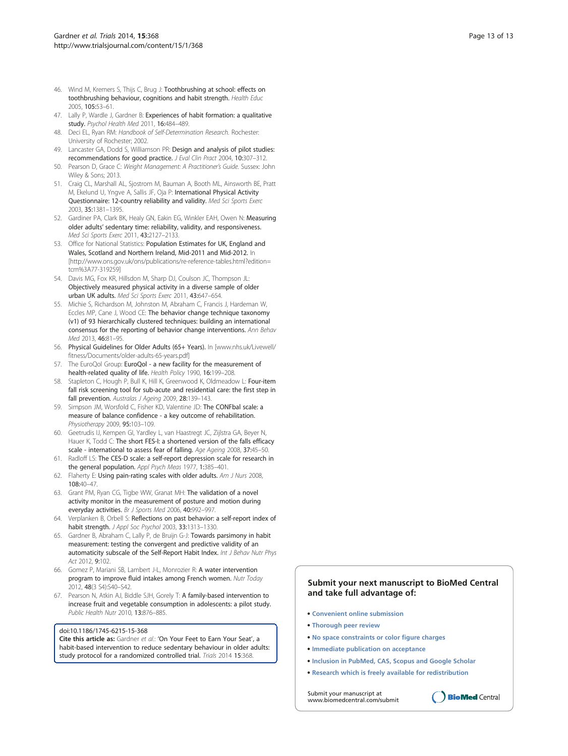46. Wind M, Kremers S, Thijs C, Brug J: **Toothbrushing at school: effects on toothbrushing behaviour, cognitions and habit strength.** *Health Educ* 2005, **105:**53–61.
47. Lally P, Wardle J, Gardner B: **Experiences of habit formation: a qualitative study.** *Psychol Health Med* 2011, **16:**484–489.
48. Deci EL, Ryan RM: *Handbook of Self-Determination Research.* Rochester: University of Rochester; 2002.
49. Lancaster GA, Dodd S, Williamson PR: **Design and analysis of pilot studies: recommendations for good practice.** *J Eval Clin Pract* 2004, **10:**307–312.
50. Pearson D, Grace C: *Weight Management: A Practitioner's Guide.* Sussex: John Wiley & Sons; 2013.
51. Craig CL, Marshall AL, Sjostrom M, Bauman A, Booth ML, Ainsworth BE, Pratt M, Ekelund U, Yngve A, Sallis JF, Oja P: **International Physical Activity Questionnaire: 12-country reliability and validity.** *Med Sci Sports Exerc* 2003, **35:**1381–1395.
52. Gardiner PA, Clark BK, Healy GN, Eakin EG, Winkler EAH, Owen N: **Measuring older adults' sedentary time: reliability, validity, and responsiveness.** *Med Sci Sports Exerc* 2011, **43:**2127–2133.
53. Office for National Statistics: **Population Estimates for UK, England and Wales, Scotland and Northern Ireland, Mid-2011 and Mid-2012.** In [http://www.ons.gov.uk/ons/publications/re-reference-tables.html?edition=tcm%3A77-319259]
54. Davis MG, Fox KR, Hillsdon M, Sharp DJ, Coulson JC, Thompson JL: **Objectively measured physical activity in a diverse sample of older urban UK adults.** *Med Sci Sports Exerc* 2011, **43:**647–654.
55. Michie S, Richardson M, Johnston M, Abraham C, Francis J, Hardeman W, Eccles MP, Cane J, Wood CE: **The behavior change technique taxonomy (v1) of 93 hierarchically clustered techniques: building an international consensus for the reporting of behavior change interventions.** *Ann Behav Med* 2013, **46:**81–95.
56. **Physical Guidelines for Older Adults (65+ Years).** In [www.nhs.uk/Livewell/fitness/Documents/older-adults-65-years.pdf]
57. The EuroQol Group: **EuroQol - a new facility for the measurement of health-related quality of life.** *Health Policy* 1990, **16:**199–208.
58. Stapleton C, Hough P, Bull K, Hill K, Greenwood K, Oldmeadow L: **Four-item fall risk screening tool for sub-acute and residential care: the first step in fall prevention.** *Australas J Ageing* 2009, **28:**139–143.
59. Simpson JM, Worsfold C, Fisher KD, Valentine JD: **The CONFbal scale: a measure of balance confidence - a key outcome of rehabilitation.** *Physiotherapy* 2009, **95:**103–109.
60. Geetrudis IJ, Kempen GI, Yardley L, van Haastregt JC, Zijlstra GA, Beyer N, Hauer K, Todd C: **The short FES-I: a shortened version of the falls efficacy scale - international to assess fear of falling.** *Age Ageing* 2008, **37:**45–50.
61. Radloff LS: **The CES-D scale: a self-report depression scale for research in the general population.** *Appl Psych Meas* 1977, **1:**385–401.
62. Flaherty E: **Using pain-rating scales with older adults.** *Am J Nurs* 2008, **108:**40–47.
63. Grant PM, Ryan CG, Tigbe WW, Granat MH: **The validation of a novel activity monitor in the measurement of posture and motion during everyday activities.** *Br J Sports Med* 2006, **40:**992–997.
64. Verplanken B, Orbell S: **Reflections on past behavior: a self-report index of habit strength.** *J Appl Soc Psychol* 2003, **33:**1313–1330.
65. Gardner B, Abraham C, Lally P, de Bruijn G-J: **Towards parsimony in habit measurement: testing the convergent and predictive validity of an automaticity subscale of the Self-Report Habit Index.** *Int J Behav Nutr Phys Act* 2012, **9:**102.
66. Gomez P, Mariani SB, Lambert J-L, Monrozier R: **A water intervention program to improve fluid intakes among French women.** *Nutr Today* 2012, **48**(3 S4)**:**S40–S42.
67. Pearson N, Atkin AJ, Biddle SJH, Gorely T: **A family-based intervention to increase fruit and vegetable consumption in adolescents: a pilot study.** *Public Health Nutr* 2010, **13:**876–885.

doi:10.1186/1745-6215-15-368

**Cite this article as:** Gardner *et al.*: 'On Your Feet to Earn Your Seat', a habit-based intervention to reduce sedentary behaviour in older adults: study protocol for a randomized controlled trial. *Trials* 2014 **15**:368.

**Submit your next manuscript to BioMed Central and take full advantage of:**

- **Convenient online submission**
- **Thorough peer review**
- **No space constraints or color figure charges**
- **Immediate publication on acceptance**
- **Inclusion in PubMed, CAS, Scopus and Google Scholar**
- **Research which is freely available for redistribution**

Submit your manuscript at www.biomedcentral.com/submit

BioMed Central